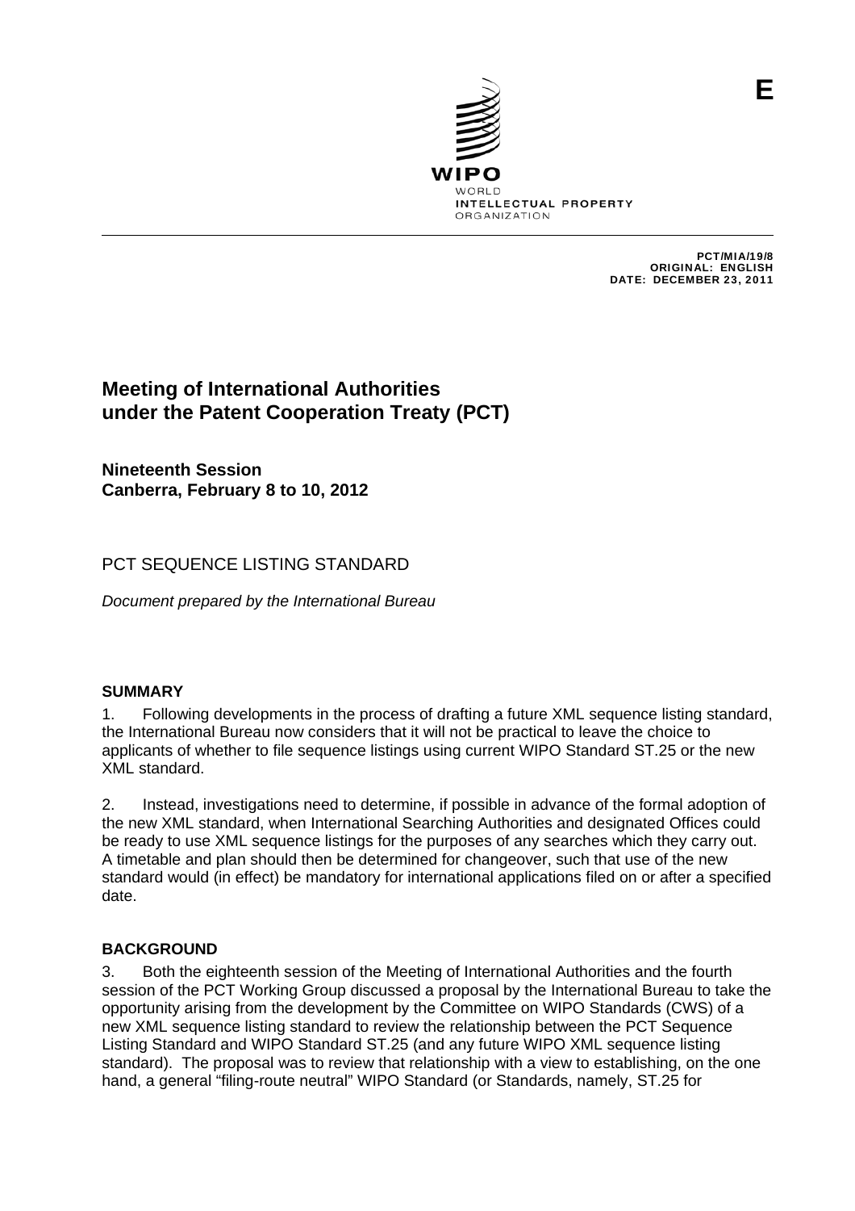E

WIPO
WORLD
INTELLECTUAL PROPERTY
ORGANIZATION

PCT/MIA/19/8
ORIGINAL: ENGLISH
DATE: DECEMBER 23, 2011

# Meeting of International Authorities under the Patent Cooperation Treaty (PCT)

**Nineteenth Session**
**Canberra, February 8 to 10, 2012**

## PCT SEQUENCE LISTING STANDARD

*Document prepared by the International Bureau*

### SUMMARY

1. Following developments in the process of drafting a future XML sequence listing standard, the International Bureau now considers that it will not be practical to leave the choice to applicants of whether to file sequence listings using current WIPO Standard ST.25 or the new XML standard.

2. Instead, investigations need to determine, if possible in advance of the formal adoption of the new XML standard, when International Searching Authorities and designated Offices could be ready to use XML sequence listings for the purposes of any searches which they carry out. A timetable and plan should then be determined for changeover, such that use of the new standard would (in effect) be mandatory for international applications filed on or after a specified date.

### BACKGROUND

3. Both the eighteenth session of the Meeting of International Authorities and the fourth session of the PCT Working Group discussed a proposal by the International Bureau to take the opportunity arising from the development by the Committee on WIPO Standards (CWS) of a new XML sequence listing standard to review the relationship between the PCT Sequence Listing Standard and WIPO Standard ST.25 (and any future WIPO XML sequence listing standard). The proposal was to review that relationship with a view to establishing, on the one hand, a general "filing-route neutral" WIPO Standard (or Standards, namely, ST.25 for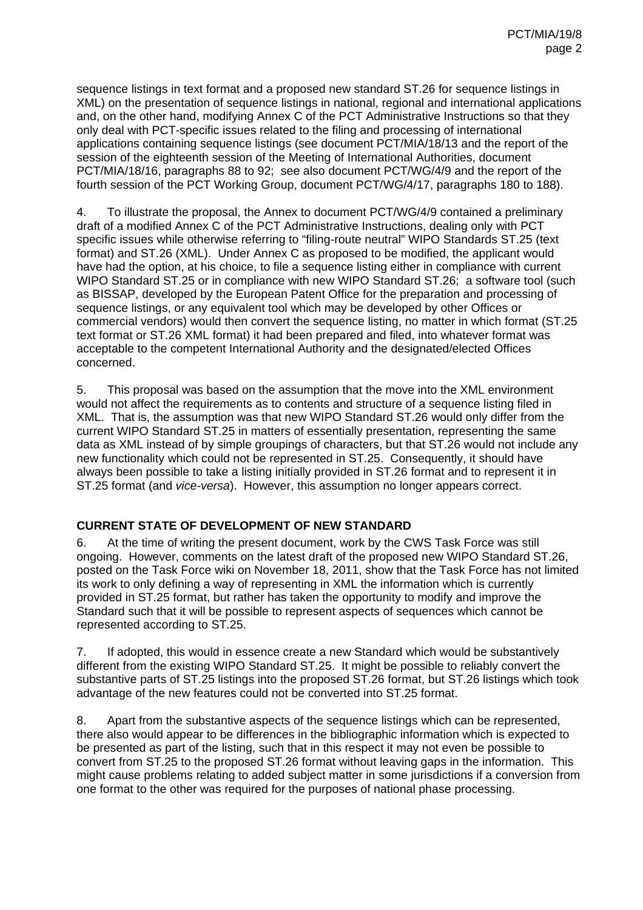sequence listings in text format and a proposed new standard ST.26 for sequence listings in XML) on the presentation of sequence listings in national, regional and international applications and, on the other hand, modifying Annex C of the PCT Administrative Instructions so that they only deal with PCT-specific issues related to the filing and processing of international applications containing sequence listings (see document PCT/MIA/18/13 and the report of the session of the eighteenth session of the Meeting of International Authorities, document PCT/MIA/18/16, paragraphs 88 to 92; see also document PCT/WG/4/9 and the report of the fourth session of the PCT Working Group, document PCT/WG/4/17, paragraphs 180 to 188).

4. To illustrate the proposal, the Annex to document PCT/WG/4/9 contained a preliminary draft of a modified Annex C of the PCT Administrative Instructions, dealing only with PCT specific issues while otherwise referring to "filing-route neutral" WIPO Standards ST.25 (text format) and ST.26 (XML). Under Annex C as proposed to be modified, the applicant would have had the option, at his choice, to file a sequence listing either in compliance with current WIPO Standard ST.25 or in compliance with new WIPO Standard ST.26; a software tool (such as BISSAP, developed by the European Patent Office for the preparation and processing of sequence listings, or any equivalent tool which may be developed by other Offices or commercial vendors) would then convert the sequence listing, no matter in which format (ST.25 text format or ST.26 XML format) it had been prepared and filed, into whatever format was acceptable to the competent International Authority and the designated/elected Offices concerned.

5. This proposal was based on the assumption that the move into the XML environment would not affect the requirements as to contents and structure of a sequence listing filed in XML. That is, the assumption was that new WIPO Standard ST.26 would only differ from the current WIPO Standard ST.25 in matters of essentially presentation, representing the same data as XML instead of by simple groupings of characters, but that ST.26 would not include any new functionality which could not be represented in ST.25. Consequently, it should have always been possible to take a listing initially provided in ST.26 format and to represent it in ST.25 format (and *vice-versa*). However, this assumption no longer appears correct.

## CURRENT STATE OF DEVELOPMENT OF NEW STANDARD

6. At the time of writing the present document, work by the CWS Task Force was still ongoing. However, comments on the latest draft of the proposed new WIPO Standard ST.26, posted on the Task Force wiki on November 18, 2011, show that the Task Force has not limited its work to only defining a way of representing in XML the information which is currently provided in ST.25 format, but rather has taken the opportunity to modify and improve the Standard such that it will be possible to represent aspects of sequences which cannot be represented according to ST.25.

7. If adopted, this would in essence create a new Standard which would be substantively different from the existing WIPO Standard ST.25. It might be possible to reliably convert the substantive parts of ST.25 listings into the proposed ST.26 format, but ST.26 listings which took advantage of the new features could not be converted into ST.25 format.

8. Apart from the substantive aspects of the sequence listings which can be represented, there also would appear to be differences in the bibliographic information which is expected to be presented as part of the listing, such that in this respect it may not even be possible to convert from ST.25 to the proposed ST.26 format without leaving gaps in the information. This might cause problems relating to added subject matter in some jurisdictions if a conversion from one format to the other was required for the purposes of national phase processing.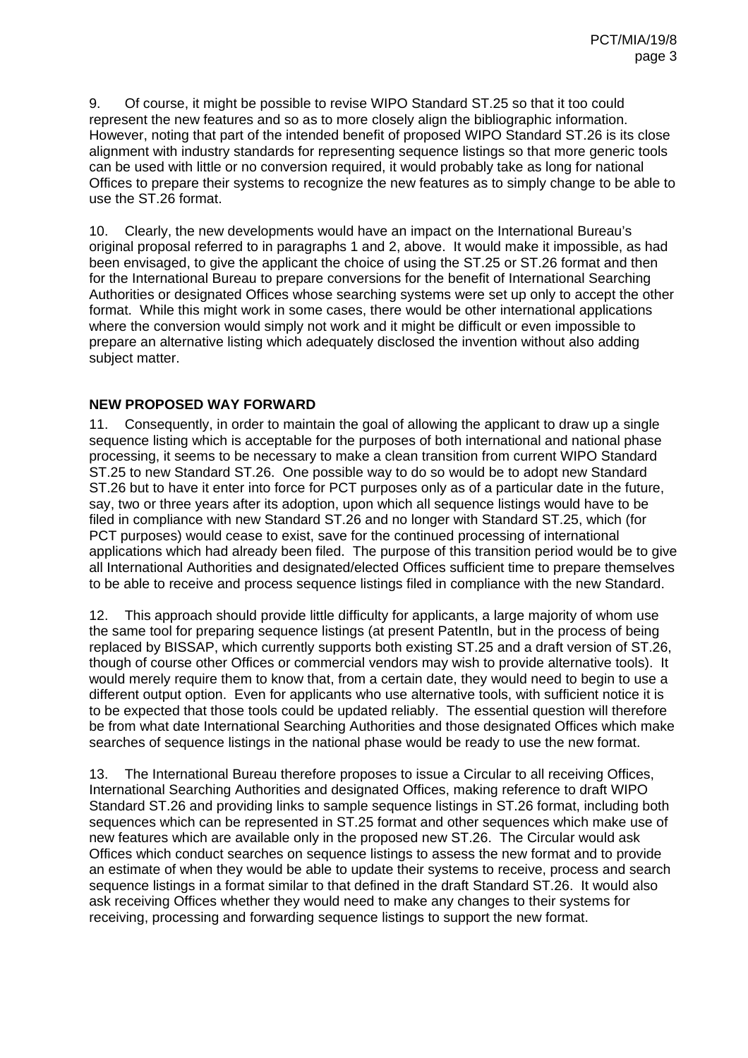9. Of course, it might be possible to revise WIPO Standard ST.25 so that it too could represent the new features and so as to more closely align the bibliographic information. However, noting that part of the intended benefit of proposed WIPO Standard ST.26 is its close alignment with industry standards for representing sequence listings so that more generic tools can be used with little or no conversion required, it would probably take as long for national Offices to prepare their systems to recognize the new features as to simply change to be able to use the ST.26 format.

10. Clearly, the new developments would have an impact on the International Bureau's original proposal referred to in paragraphs 1 and 2, above. It would make it impossible, as had been envisaged, to give the applicant the choice of using the ST.25 or ST.26 format and then for the International Bureau to prepare conversions for the benefit of International Searching Authorities or designated Offices whose searching systems were set up only to accept the other format. While this might work in some cases, there would be other international applications where the conversion would simply not work and it might be difficult or even impossible to prepare an alternative listing which adequately disclosed the invention without also adding subject matter.

## NEW PROPOSED WAY FORWARD

11. Consequently, in order to maintain the goal of allowing the applicant to draw up a single sequence listing which is acceptable for the purposes of both international and national phase processing, it seems to be necessary to make a clean transition from current WIPO Standard ST.25 to new Standard ST.26. One possible way to do so would be to adopt new Standard ST.26 but to have it enter into force for PCT purposes only as of a particular date in the future, say, two or three years after its adoption, upon which all sequence listings would have to be filed in compliance with new Standard ST.26 and no longer with Standard ST.25, which (for PCT purposes) would cease to exist, save for the continued processing of international applications which had already been filed. The purpose of this transition period would be to give all International Authorities and designated/elected Offices sufficient time to prepare themselves to be able to receive and process sequence listings filed in compliance with the new Standard.

12. This approach should provide little difficulty for applicants, a large majority of whom use the same tool for preparing sequence listings (at present PatentIn, but in the process of being replaced by BISSAP, which currently supports both existing ST.25 and a draft version of ST.26, though of course other Offices or commercial vendors may wish to provide alternative tools). It would merely require them to know that, from a certain date, they would need to begin to use a different output option. Even for applicants who use alternative tools, with sufficient notice it is to be expected that those tools could be updated reliably. The essential question will therefore be from what date International Searching Authorities and those designated Offices which make searches of sequence listings in the national phase would be ready to use the new format.

13. The International Bureau therefore proposes to issue a Circular to all receiving Offices, International Searching Authorities and designated Offices, making reference to draft WIPO Standard ST.26 and providing links to sample sequence listings in ST.26 format, including both sequences which can be represented in ST.25 format and other sequences which make use of new features which are available only in the proposed new ST.26. The Circular would ask Offices which conduct searches on sequence listings to assess the new format and to provide an estimate of when they would be able to update their systems to receive, process and search sequence listings in a format similar to that defined in the draft Standard ST.26. It would also ask receiving Offices whether they would need to make any changes to their systems for receiving, processing and forwarding sequence listings to support the new format.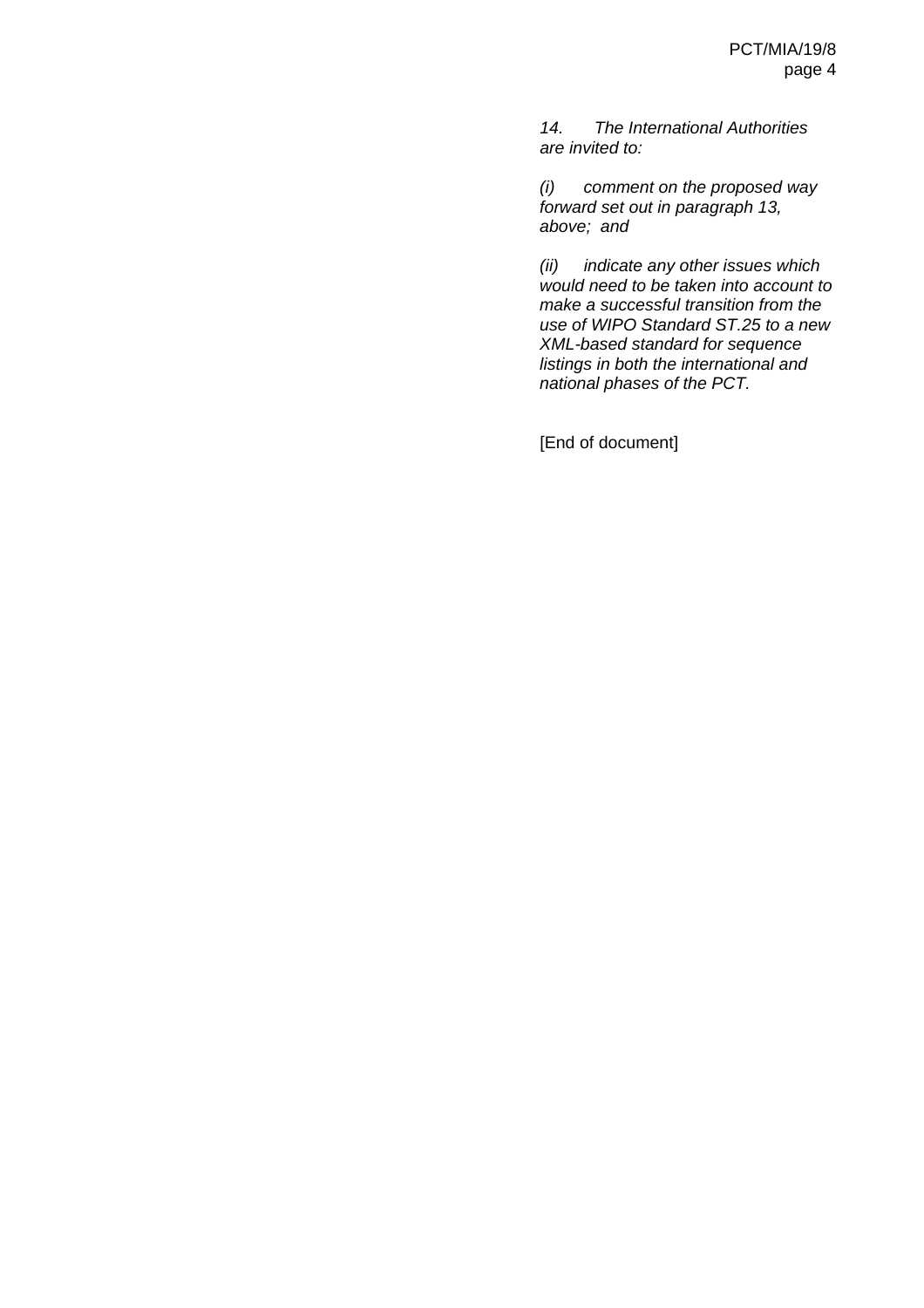*14. The International Authorities are invited to:*

*(i) comment on the proposed way forward set out in paragraph 13, above; and*

*(ii) indicate any other issues which would need to be taken into account to make a successful transition from the use of WIPO Standard ST.25 to a new XML-based standard for sequence listings in both the international and national phases of the PCT.*

[End of document]